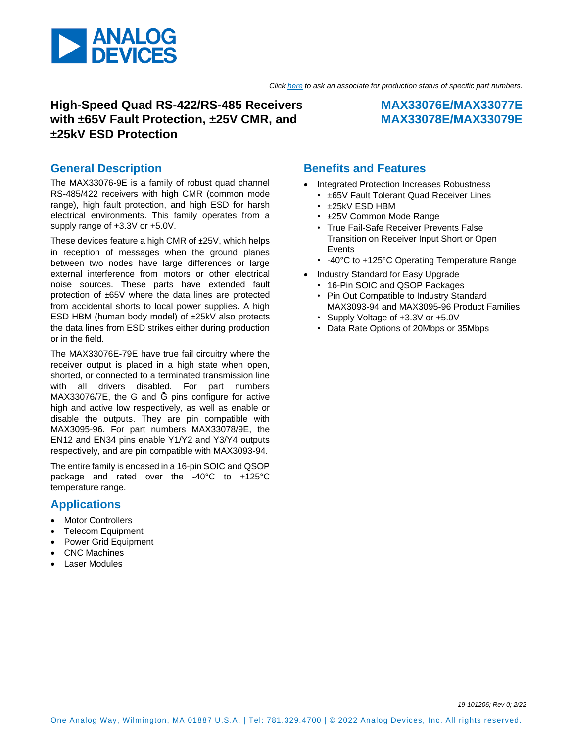*Click here to ask an associate for production status of specific part numbers.*

# High-Speed Quad RS-422/RS-485 Receivers with ±65V Fault Protection, ±25V CMR, and ±25kV ESD Protection

# MAX33076E/MAX33077E MAX33078E/MAX33079E

## General Description

The MAX33076-9E is a family of robust quad channel RS-485/422 receivers with high CMR (common mode range), high fault protection, and high ESD for harsh electrical environments. This family operates from a supply range of +3.3V or +5.0V.

These devices feature a high CMR of ±25V, which helps in reception of messages when the ground planes between two nodes have large differences or large external interference from motors or other electrical noise sources. These parts have extended fault protection of ±65V where the data lines are protected from accidental shorts to local power supplies. A high ESD HBM (human body model) of ±25kV also protects the data lines from ESD strikes either during production or in the field.

The MAX33076E-79E have true fail circuitry where the receiver output is placed in a high state when open, shorted, or connected to a terminated transmission line with all drivers disabled. For part numbers MAX33076/7E, the G and Ḡ pins configure for active high and active low respectively, as well as enable or disable the outputs. They are pin compatible with MAX3095-96. For part numbers MAX33078/9E, the EN12 and EN34 pins enable Y1/Y2 and Y3/Y4 outputs respectively, and are pin compatible with MAX3093-94.

The entire family is encased in a 16-pin SOIC and QSOP package and rated over the -40°C to +125°C temperature range.

## Applications

- Motor Controllers
- Telecom Equipment
- Power Grid Equipment
- CNC Machines
- Laser Modules

## Benefits and Features

- Integrated Protection Increases Robustness
  - ±65V Fault Tolerant Quad Receiver Lines
  - ±25kV ESD HBM
  - ±25V Common Mode Range
  - True Fail-Safe Receiver Prevents False Transition on Receiver Input Short or Open Events
  - -40°C to +125°C Operating Temperature Range
- Industry Standard for Easy Upgrade
  - 16-Pin SOIC and QSOP Packages
  - Pin Out Compatible to Industry Standard MAX3093-94 and MAX3095-96 Product Families
  - Supply Voltage of +3.3V or +5.0V
  - Data Rate Options of 20Mbps or 35Mbps

*19-101206; Rev 0; 2/22*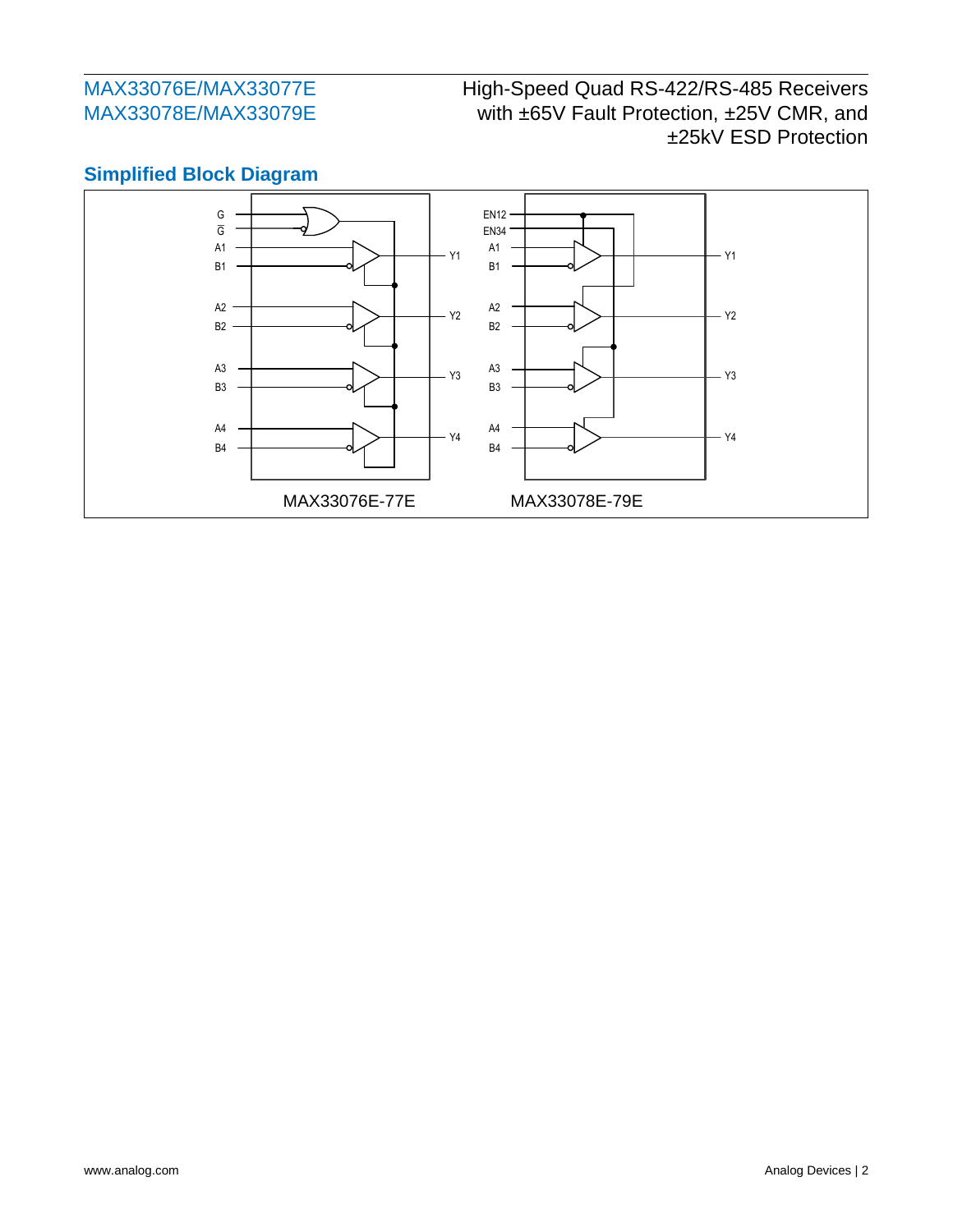## Simplified Block Diagram

G
$\overline{G}$
A1
B1
Y1
A2
B2
Y2
A3
B3
Y3
A4
B4
Y4

MAX33076E-77E

EN12
EN34
A1
B1
Y1
A2
B2
Y2
A3
B3
Y3
A4
B4
Y4

MAX33078E-79E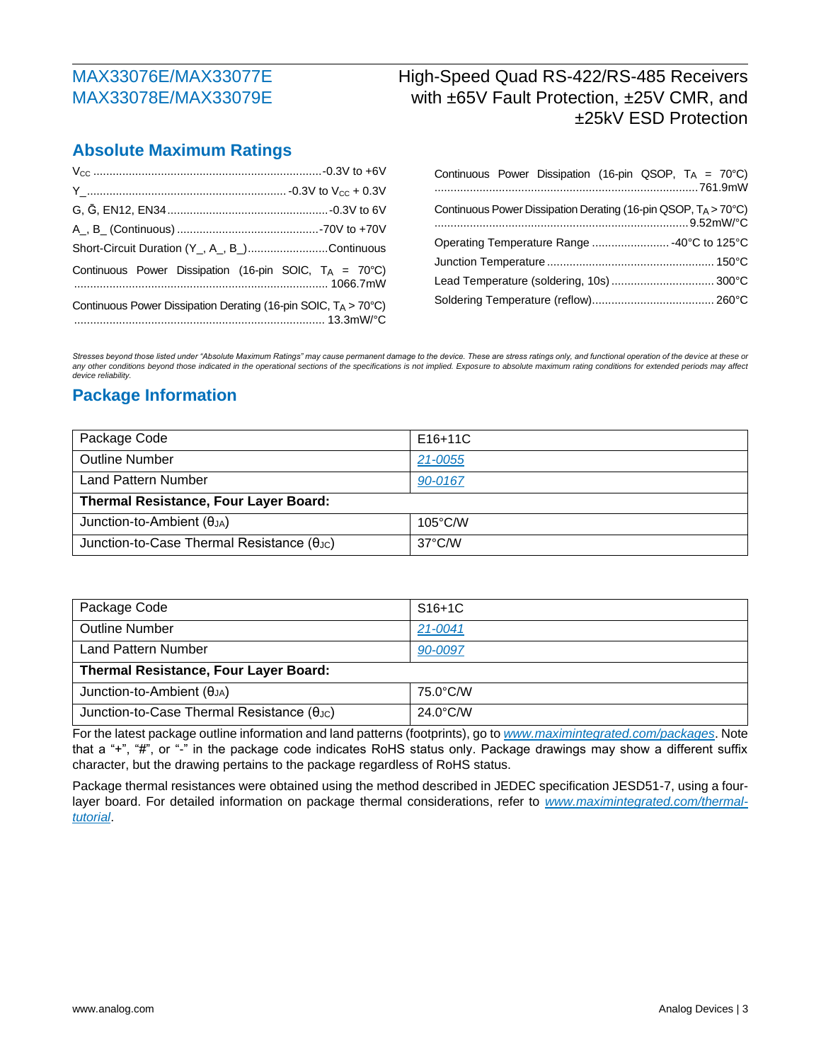## Absolute Maximum Ratings

$V_{CC}$ .......................................................................-0.3V to +6V

Y_.............................................................. -0.3V to $V_{CC}$ + 0.3V

G, Ḡ, EN12, EN34..................................................-0.3V to 6V

A_, B_ (Continuous) ............................................-70V to +70V

Short-Circuit Duration (Y_, A_, B_).........................Continuous

Continuous Power Dissipation (16-pin SOIC, $T_A$ = 70°C) ............................................................................... 1066.7mW

Continuous Power Dissipation Derating (16-pin SOIC, $T_A$ > 70°C) ............................................................................... 13.3mW/°C

Continuous Power Dissipation (16-pin QSOP, $T_A$ = 70°C) .................................................................................761.9mW

Continuous Power Dissipation Derating (16-pin QSOP, $T_A$ > 70°C) ...............................................................................9.52mW/°C

Operating Temperature Range ........................ -40°C to 125°C

Junction Temperature .................................................... 150°C

Lead Temperature (soldering, 10s) ................................ 300°C

Soldering Temperature (reflow)...................................... 260°C

*Stresses beyond those listed under "Absolute Maximum Ratings" may cause permanent damage to the device. These are stress ratings only, and functional operation of the device at these or any other conditions beyond those indicated in the operational sections of the specifications is not implied. Exposure to absolute maximum rating conditions for extended periods may affect device reliability.*

## Package Information

| Package Code | E16+11C |
|---|---|
| Outline Number | 21-0055 |
| Land Pattern Number | 90-0167 |
| **Thermal Resistance, Four Layer Board:** | |
| Junction-to-Ambient ($θ_{JA}$) | 105°C/W |
| Junction-to-Case Thermal Resistance ($θ_{JC}$) | 37°C/W |

| Package Code | S16+1C |
|---|---|
| Outline Number | 21-0041 |
| Land Pattern Number | 90-0097 |
| **Thermal Resistance, Four Layer Board:** | |
| Junction-to-Ambient ($θ_{JA}$) | 75.0°C/W |
| Junction-to-Case Thermal Resistance ($θ_{JC}$) | 24.0°C/W |

For the latest package outline information and land patterns (footprints), go to *www.maximintegrated.com/packages*. Note that a "+", "#", or "-" in the package code indicates RoHS status only. Package drawings may show a different suffix character, but the drawing pertains to the package regardless of RoHS status.

Package thermal resistances were obtained using the method described in JEDEC specification JESD51-7, using a four-layer board. For detailed information on package thermal considerations, refer to *www.maximintegrated.com/thermal-tutorial*.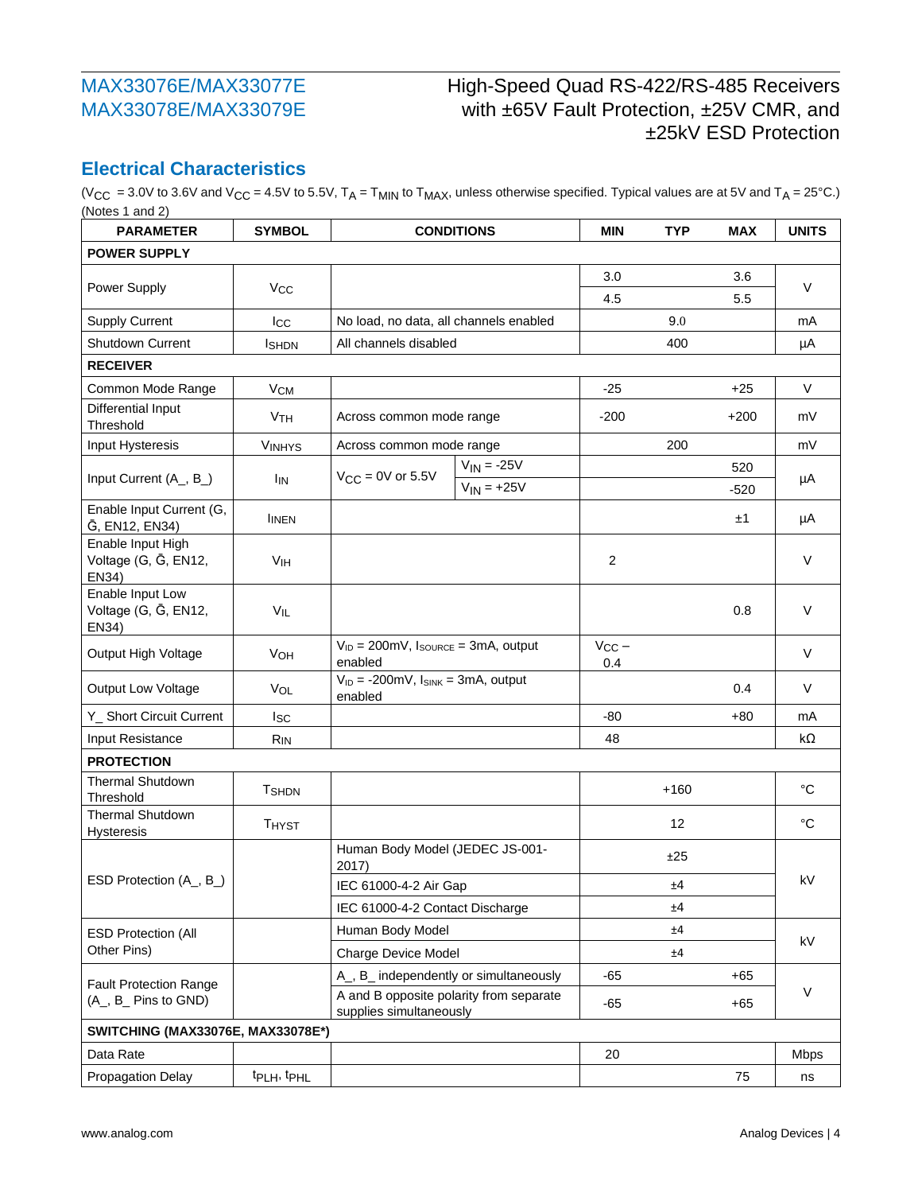## Electrical Characteristics

($V_{CC}$ = 3.0V to 3.6V and $V_{CC}$ = 4.5V to 5.5V, $T_A$ = $T_{MIN}$ to $T_{MAX}$, unless otherwise specified. Typical values are at 5V and $T_A$ = 25°C.) (Notes 1 and 2)

| PARAMETER | SYMBOL | CONDITIONS | | MIN | TYP | MAX | UNITS |
|---|---|---|---|---|---|---|---|
| **POWER SUPPLY** | | | | | | | |
| Power Supply | $V_{CC}$ | | | 3.0 | | 3.6 | V |
| | | | | 4.5 | | 5.5 | |
| Supply Current | $I_{CC}$ | No load, no data, all channels enabled | | | 9.0 | | mA |
| Shutdown Current | $I_{SHDN}$ | All channels disabled | | | 400 | | µA |
| **RECEIVER** | | | | | | | |
| Common Mode Range | $V_{CM}$ | | | -25 | | +25 | V |
| Differential Input Threshold | $V_{TH}$ | Across common mode range | | -200 | | +200 | mV |
| Input Hysteresis | $V_{INHYS}$ | Across common mode range | | | 200 | | mV |
| Input Current (A_, B_) | $I_{IN}$ | $V_{CC}$ = 0V or 5.5V | $V_{IN}$ = -25V | | | 520 | µA |
| | | | $V_{IN}$ = +25V | | | -520 | |
| Enable Input Current (G, $\bar{G}$, EN12, EN34) | $I_{INEN}$ | | | | | ±1 | µA |
| Enable Input High Voltage (G, $\bar{G}$, EN12, EN34) | $V_{IH}$ | | | 2 | | | V |
| Enable Input Low Voltage (G, $\bar{G}$, EN12, EN34) | $V_{IL}$ | | | | | 0.8 | V |
| Output High Voltage | $V_{OH}$ | $V_{ID}$ = 200mV, $I_{SOURCE}$ = 3mA, output enabled | | $V_{CC}$ − 0.4 | | | V |
| Output Low Voltage | $V_{OL}$ | $V_{ID}$ = -200mV, $I_{SINK}$ = 3mA, output enabled | | | | 0.4 | V |
| Y_ Short Circuit Current | $I_{SC}$ | | | -80 | | +80 | mA |
| Input Resistance | $R_{IN}$ | | | 48 | | | kΩ |
| **PROTECTION** | | | | | | | |
| Thermal Shutdown Threshold | $T_{SHDN}$ | | | | +160 | | °C |
| Thermal Shutdown Hysteresis | $T_{HYST}$ | | | | 12 | | °C |
| ESD Protection (A_, B_) | | Human Body Model (JEDEC JS-001-2017) | | | ±25 | | kV |
| | | IEC 61000-4-2 Air Gap | | | ±4 | | |
| | | IEC 61000-4-2 Contact Discharge | | | ±4 | | |
| ESD Protection (All Other Pins) | | Human Body Model | | | ±4 | | kV |
| | | Charge Device Model | | | ±4 | | |
| Fault Protection Range (A_, B_ Pins to GND) | | A_, B_ independently or simultaneously | | -65 | | +65 | V |
| | | A and B opposite polarity from separate supplies simultaneously | | -65 | | +65 | |
| **SWITCHING (MAX33076E, MAX33078E*)** | | | | | | | |
| Data Rate | | | | 20 | | | Mbps |
| Propagation Delay | $t_{PLH}$, $t_{PHL}$ | | | | | 75 | ns |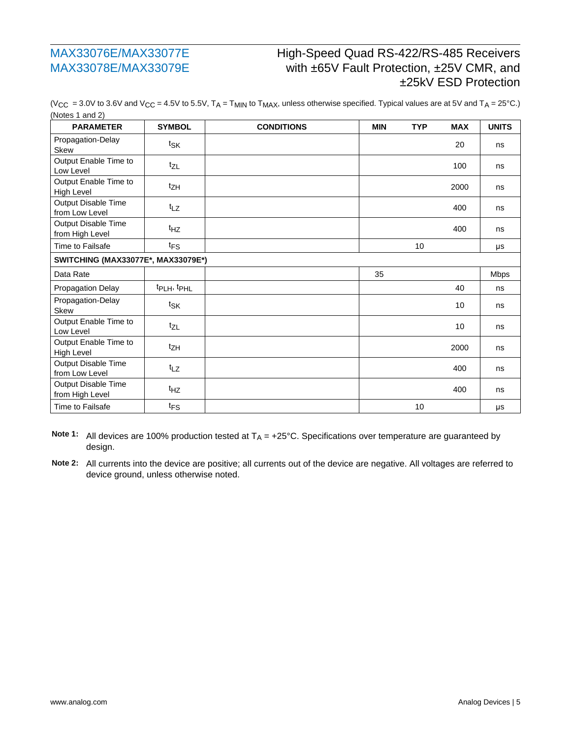($V_{CC}$ = 3.0V to 3.6V and $V_{CC}$ = 4.5V to 5.5V, $T_A$ = $T_{MIN}$ to $T_{MAX}$, unless otherwise specified. Typical values are at 5V and $T_A$ = 25°C.) (Notes 1 and 2)

| PARAMETER | SYMBOL | CONDITIONS | MIN | TYP | MAX | UNITS |
|---|---|---|---|---|---|---|
| Propagation-Delay Skew | $t_{SK}$ | | | | 20 | ns |
| Output Enable Time to Low Level | $t_{ZL}$ | | | | 100 | ns |
| Output Enable Time to High Level | $t_{ZH}$ | | | | 2000 | ns |
| Output Disable Time from Low Level | $t_{LZ}$ | | | | 400 | ns |
| Output Disable Time from High Level | $t_{HZ}$ | | | | 400 | ns |
| Time to Failsafe | $t_{FS}$ | | | 10 | | μs |
| **SWITCHING (MAX33077E*, MAX33079E*)** | | | | | | |
| Data Rate | | | 35 | | | Mbps |
| Propagation Delay | $t_{PLH}$, $t_{PHL}$ | | | | 40 | ns |
| Propagation-Delay Skew | $t_{SK}$ | | | | 10 | ns |
| Output Enable Time to Low Level | $t_{ZL}$ | | | | 10 | ns |
| Output Enable Time to High Level | $t_{ZH}$ | | | | 2000 | ns |
| Output Disable Time from Low Level | $t_{LZ}$ | | | | 400 | ns |
| Output Disable Time from High Level | $t_{HZ}$ | | | | 400 | ns |
| Time to Failsafe | $t_{FS}$ | | | 10 | | μs |

**Note 1:** All devices are 100% production tested at $T_A$ = +25°C. Specifications over temperature are guaranteed by design.

**Note 2:** All currents into the device are positive; all currents out of the device are negative. All voltages are referred to device ground, unless otherwise noted.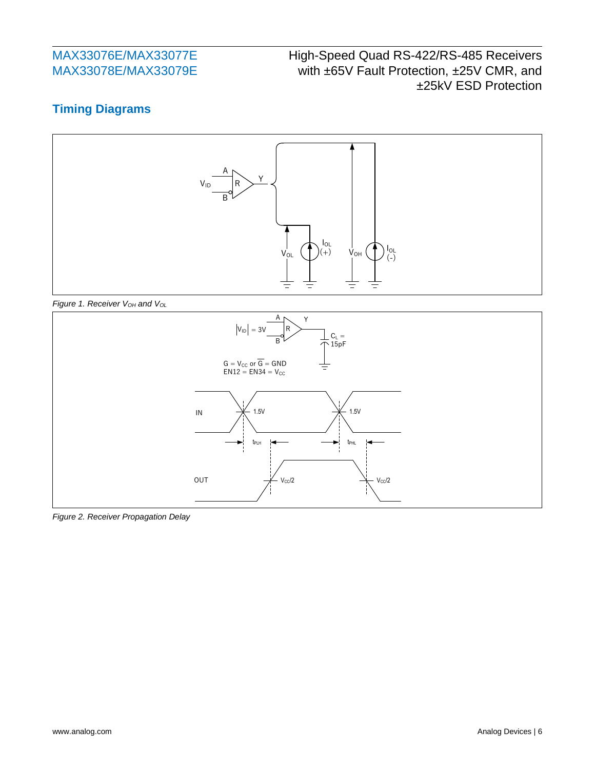## Timing Diagrams

*Figure 1. Receiver $V_{OH}$ and $V_{OL}$*

*Figure 2. Receiver Propagation Delay*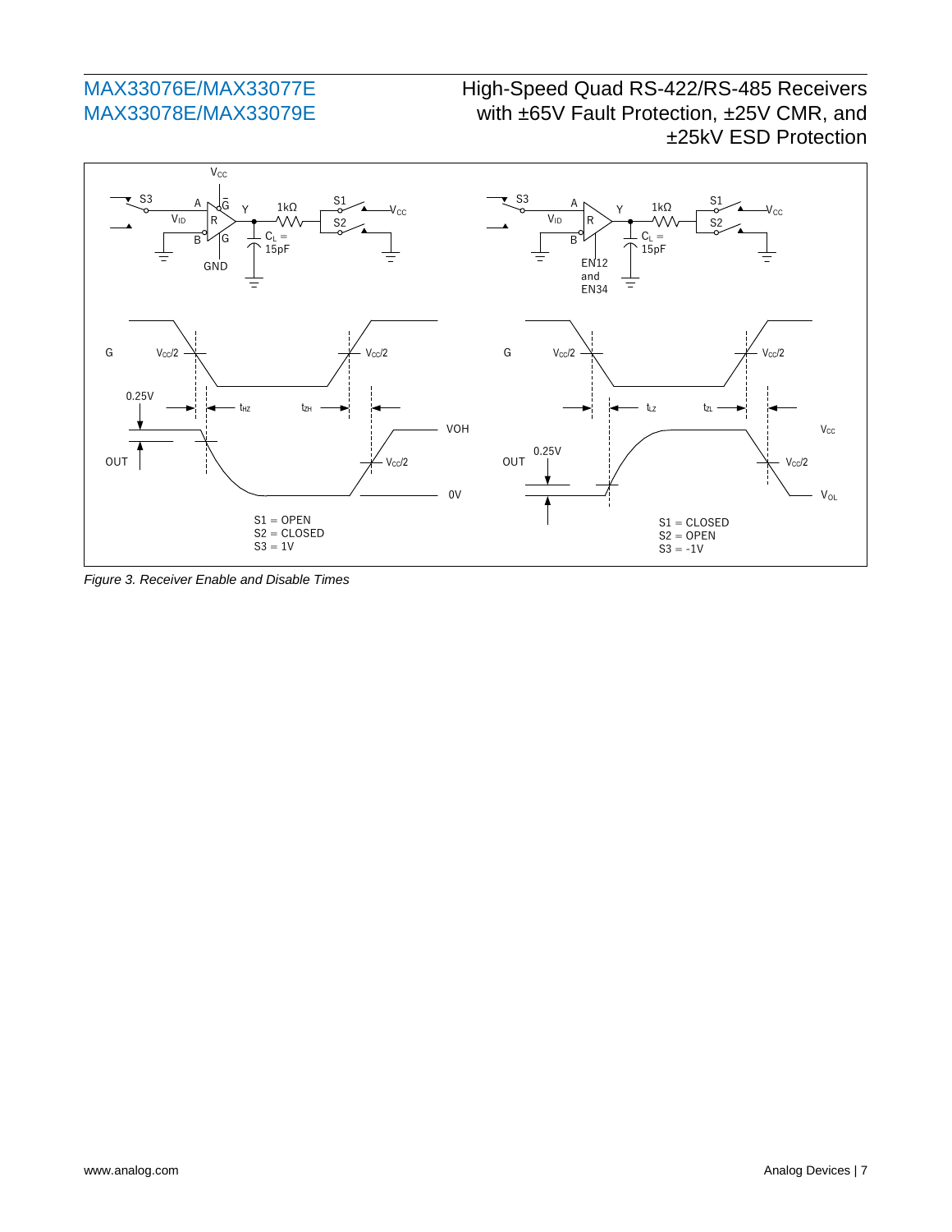Figure 3. Receiver Enable and Disable Times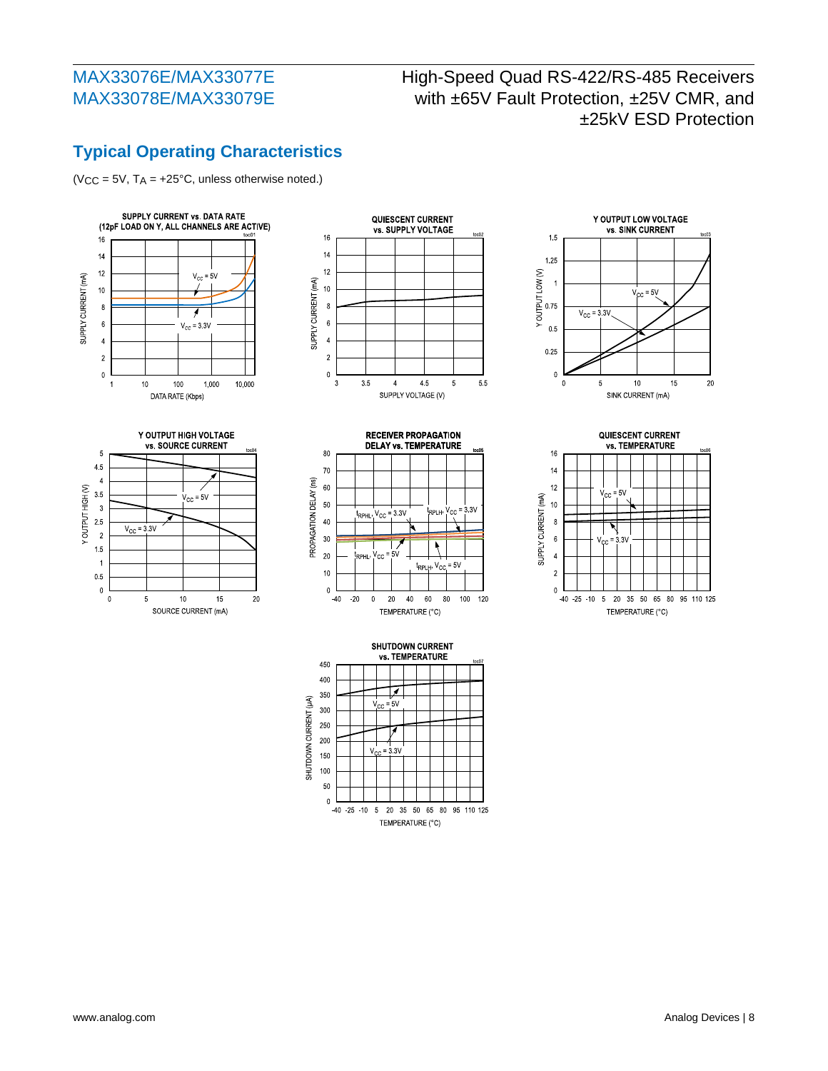## Typical Operating Characteristics

($V_{CC}$ = 5V, $T_A$ = +25°C, unless otherwise noted.)

SUPPLY CURRENT vs. DATA RATE (12pF LOAD ON Y, ALL CHANNELS ARE ACTIVE)

QUIESCENT CURRENT vs. SUPPLY VOLTAGE

Y OUTPUT LOW VOLTAGE vs. SINK CURRENT

Y OUTPUT HIGH VOLTAGE vs. SOURCE CURRENT

RECEIVER PROPAGATION DELAY vs. TEMPERATURE

QUIESCENT CURRENT vs. TEMPERATURE

SHUTDOWN CURRENT vs. TEMPERATURE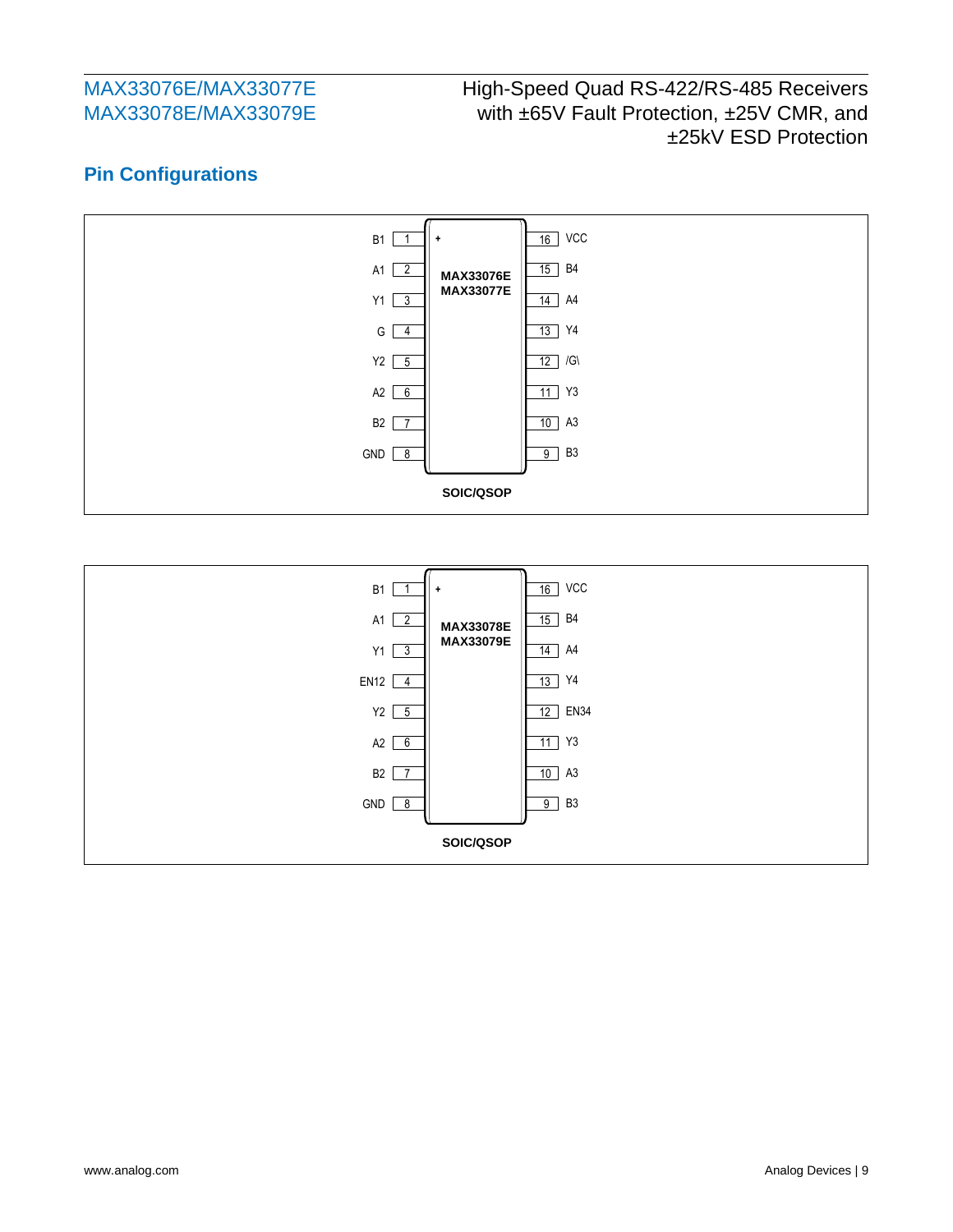## Pin Configurations

**MAX33076E / MAX33077E** — SOIC/QSOP

| PIN | NAME | PIN | NAME |
|---|---|---|---|
| 1 | B1 | 16 | VCC |
| 2 | A1 | 15 | B4 |
| 3 | Y1 | 14 | A4 |
| 4 | G | 13 | Y4 |
| 5 | Y2 | 12 | /G\ |
| 6 | A2 | 11 | Y3 |
| 7 | B2 | 10 | A3 |
| 8 | GND | 9 | B3 |

**MAX33078E / MAX33079E** — SOIC/QSOP

| PIN | NAME | PIN | NAME |
|---|---|---|---|
| 1 | B1 | 16 | VCC |
| 2 | A1 | 15 | B4 |
| 3 | Y1 | 14 | A4 |
| 4 | EN12 | 13 | Y4 |
| 5 | Y2 | 12 | EN34 |
| 6 | A2 | 11 | Y3 |
| 7 | B2 | 10 | A3 |
| 8 | GND | 9 | B3 |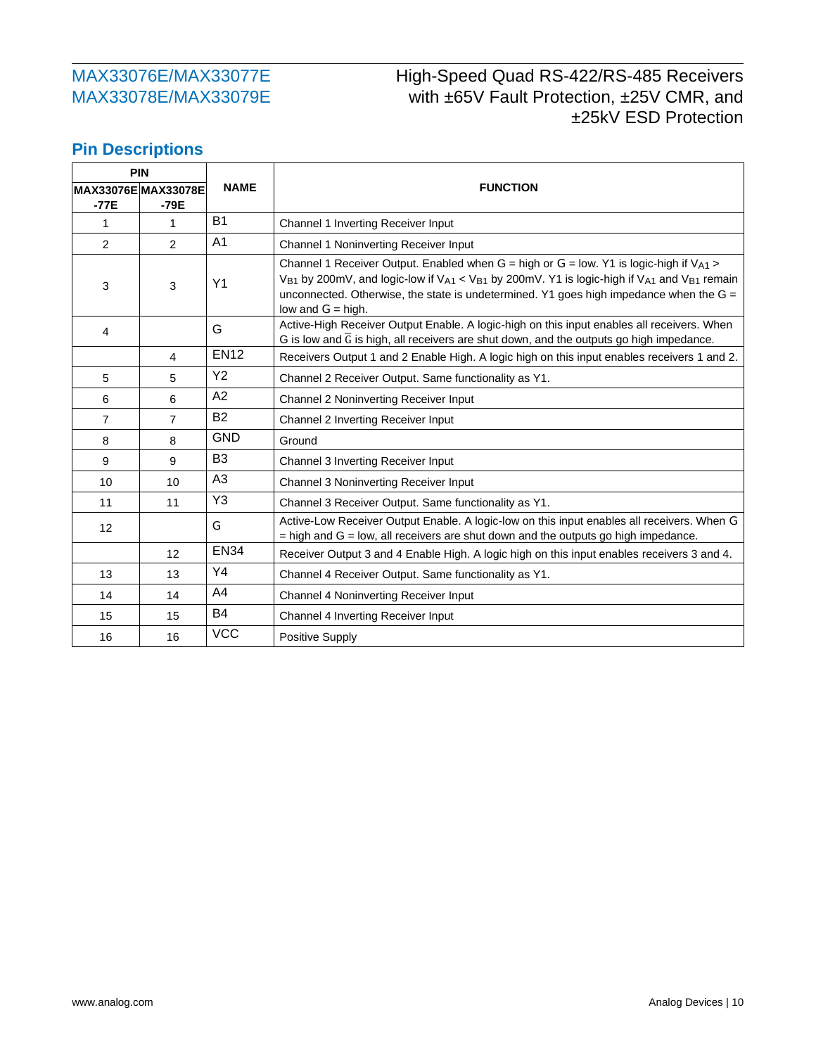## Pin Descriptions

| PIN | | NAME | FUNCTION |
|---|---|---|---|
| MAX33076E -77E | MAX33078E -79E | | |
| 1 | 1 | B1 | Channel 1 Inverting Receiver Input |
| 2 | 2 | A1 | Channel 1 Noninverting Receiver Input |
| 3 | 3 | Y1 | Channel 1 Receiver Output. Enabled when G = high or G = low. Y1 is logic-high if $V_{A1}$ > $V_{B1}$ by 200mV, and logic-low if $V_{A1}$ < $V_{B1}$ by 200mV. Y1 is logic-high if $V_{A1}$ and $V_{B1}$ remain unconnected. Otherwise, the state is undetermined. Y1 goes high impedance when the G = low and G = high. |
| 4 | | G | Active-High Receiver Output Enable. A logic-high on this input enables all receivers. When G is low and $\overline{G}$ is high, all receivers are shut down, and the outputs go high impedance. |
| | 4 | EN12 | Receivers Output 1 and 2 Enable High. A logic high on this input enables receivers 1 and 2. |
| 5 | 5 | Y2 | Channel 2 Receiver Output. Same functionality as Y1. |
| 6 | 6 | A2 | Channel 2 Noninverting Receiver Input |
| 7 | 7 | B2 | Channel 2 Inverting Receiver Input |
| 8 | 8 | GND | Ground |
| 9 | 9 | B3 | Channel 3 Inverting Receiver Input |
| 10 | 10 | A3 | Channel 3 Noninverting Receiver Input |
| 11 | 11 | Y3 | Channel 3 Receiver Output. Same functionality as Y1. |
| 12 | | G | Active-Low Receiver Output Enable. A logic-low on this input enables all receivers. When G = high and G = low, all receivers are shut down and the outputs go high impedance. |
| | 12 | EN34 | Receiver Output 3 and 4 Enable High. A logic high on this input enables receivers 3 and 4. |
| 13 | 13 | Y4 | Channel 4 Receiver Output. Same functionality as Y1. |
| 14 | 14 | A4 | Channel 4 Noninverting Receiver Input |
| 15 | 15 | B4 | Channel 4 Inverting Receiver Input |
| 16 | 16 | VCC | Positive Supply |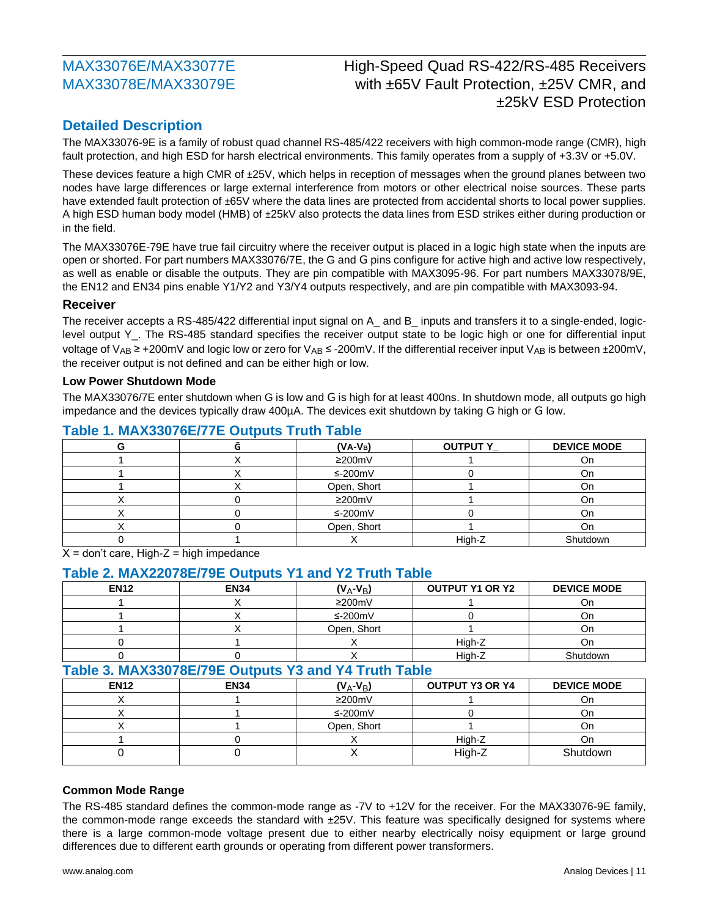## Detailed Description

The MAX33076-9E is a family of robust quad channel RS-485/422 receivers with high common-mode range (CMR), high fault protection, and high ESD for harsh electrical environments. This family operates from a supply of +3.3V or +5.0V.

These devices feature a high CMR of ±25V, which helps in reception of messages when the ground planes between two nodes have large differences or large external interference from motors or other electrical noise sources. These parts have extended fault protection of ±65V where the data lines are protected from accidental shorts to local power supplies. A high ESD human body model (HMB) of ±25kV also protects the data lines from ESD strikes either during production or in the field.

The MAX33076E-79E have true fail circuitry where the receiver output is placed in a logic high state when the inputs are open or shorted. For part numbers MAX33076/7E, the G and G pins configure for active high and active low respectively, as well as enable or disable the outputs. They are pin compatible with MAX3095-96. For part numbers MAX33078/9E, the EN12 and EN34 pins enable Y1/Y2 and Y3/Y4 outputs respectively, and are pin compatible with MAX3093-94.

### Receiver

The receiver accepts a RS-485/422 differential input signal on A_ and B_ inputs and transfers it to a single-ended, logic-level output Y_. The RS-485 standard specifies the receiver output state to be logic high or one for differential input voltage of $V_{AB}$ ≥ +200mV and logic low or zero for $V_{AB}$ ≤ -200mV. If the differential receiver input $V_{AB}$ is between ±200mV, the receiver output is not defined and can be either high or low.

#### Low Power Shutdown Mode

The MAX33076/7E enter shutdown when G is low and G is high for at least 400ns. In shutdown mode, all outputs go high impedance and the devices typically draw 400µA. The devices exit shutdown by taking G high or G low.

### Table 1. MAX33076E/77E Outputs Truth Table

| G | $\bar{G}$ | ($V_A$-$V_B$) | OUTPUT Y_ | DEVICE MODE |
|---|---|---|---|---|
| 1 | X | ≥200mV | 1 | On |
| 1 | X | ≤-200mV | 0 | On |
| 1 | X | Open, Short | 1 | On |
| X | 0 | ≥200mV | 1 | On |
| X | 0 | ≤-200mV | 0 | On |
| X | 0 | Open, Short | 1 | On |
| 0 | 1 | X | High-Z | Shutdown |

X = don't care, High-Z = high impedance

### Table 2. MAX22078E/79E Outputs Y1 and Y2 Truth Table

| EN12 | EN34 | ($V_A$-$V_B$) | OUTPUT Y1 OR Y2 | DEVICE MODE |
|---|---|---|---|---|
| 1 | X | ≥200mV | 1 | On |
| 1 | X | ≤-200mV | 0 | On |
| 1 | X | Open, Short | 1 | On |
| 0 | 1 | X | High-Z | On |
| 0 | 0 | X | High-Z | Shutdown |

### Table 3. MAX33078E/79E Outputs Y3 and Y4 Truth Table

| EN12 | EN34 | ($V_A$-$V_B$) | OUTPUT Y3 OR Y4 | DEVICE MODE |
|---|---|---|---|---|
| X | 1 | ≥200mV | 1 | On |
| X | 1 | ≤-200mV | 0 | On |
| X | 1 | Open, Short | 1 | On |
| 1 | 0 | X | High-Z | On |
| 0 | 0 | X | High-Z | Shutdown |

#### Common Mode Range

The RS-485 standard defines the common-mode range as -7V to +12V for the receiver. For the MAX33076-9E family, the common-mode range exceeds the standard with ±25V. This feature was specifically designed for systems where there is a large common-mode voltage present due to either nearby electrically noisy equipment or large ground differences due to different earth grounds or operating from different power transformers.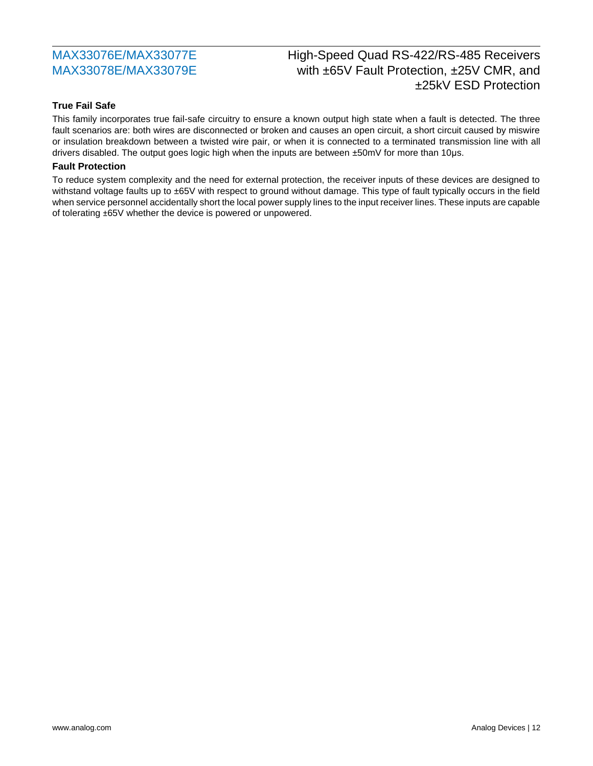### True Fail Safe

This family incorporates true fail-safe circuitry to ensure a known output high state when a fault is detected. The three fault scenarios are: both wires are disconnected or broken and causes an open circuit, a short circuit caused by miswire or insulation breakdown between a twisted wire pair, or when it is connected to a terminated transmission line with all drivers disabled. The output goes logic high when the inputs are between ±50mV for more than 10µs.

### Fault Protection

To reduce system complexity and the need for external protection, the receiver inputs of these devices are designed to withstand voltage faults up to ±65V with respect to ground without damage. This type of fault typically occurs in the field when service personnel accidentally short the local power supply lines to the input receiver lines. These inputs are capable of tolerating ±65V whether the device is powered or unpowered.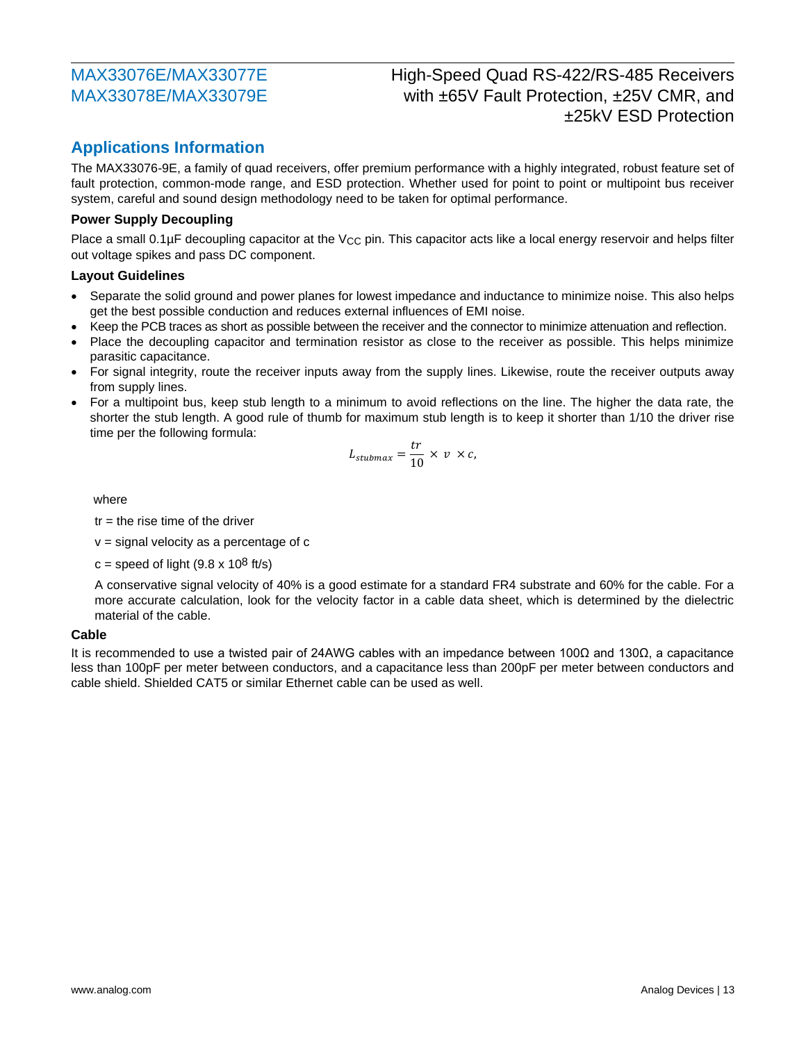## Applications Information

The MAX33076-9E, a family of quad receivers, offer premium performance with a highly integrated, robust feature set of fault protection, common-mode range, and ESD protection. Whether used for point to point or multipoint bus receiver system, careful and sound design methodology need to be taken for optimal performance.

### Power Supply Decoupling

Place a small 0.1µF decoupling capacitor at the $V_{CC}$ pin. This capacitor acts like a local energy reservoir and helps filter out voltage spikes and pass DC component.

### Layout Guidelines

- Separate the solid ground and power planes for lowest impedance and inductance to minimize noise. This also helps get the best possible conduction and reduces external influences of EMI noise.
- Keep the PCB traces as short as possible between the receiver and the connector to minimize attenuation and reflection.
- Place the decoupling capacitor and termination resistor as close to the receiver as possible. This helps minimize parasitic capacitance.
- For signal integrity, route the receiver inputs away from the supply lines. Likewise, route the receiver outputs away from supply lines.
- For a multipoint bus, keep stub length to a minimum to avoid reflections on the line. The higher the data rate, the shorter the stub length. A good rule of thumb for maximum stub length is to keep it shorter than 1/10 the driver rise time per the following formula:

$$L_{stubmax} = \frac{tr}{10} \times v \times c,$$

where

tr = the rise time of the driver

v = signal velocity as a percentage of c

c = speed of light ($9.8 \times 10^8$ ft/s)

A conservative signal velocity of 40% is a good estimate for a standard FR4 substrate and 60% for the cable. For a more accurate calculation, look for the velocity factor in a cable data sheet, which is determined by the dielectric material of the cable.

### Cable

It is recommended to use a twisted pair of 24AWG cables with an impedance between 100Ω and 130Ω, a capacitance less than 100pF per meter between conductors, and a capacitance less than 200pF per meter between conductors and cable shield. Shielded CAT5 or similar Ethernet cable can be used as well.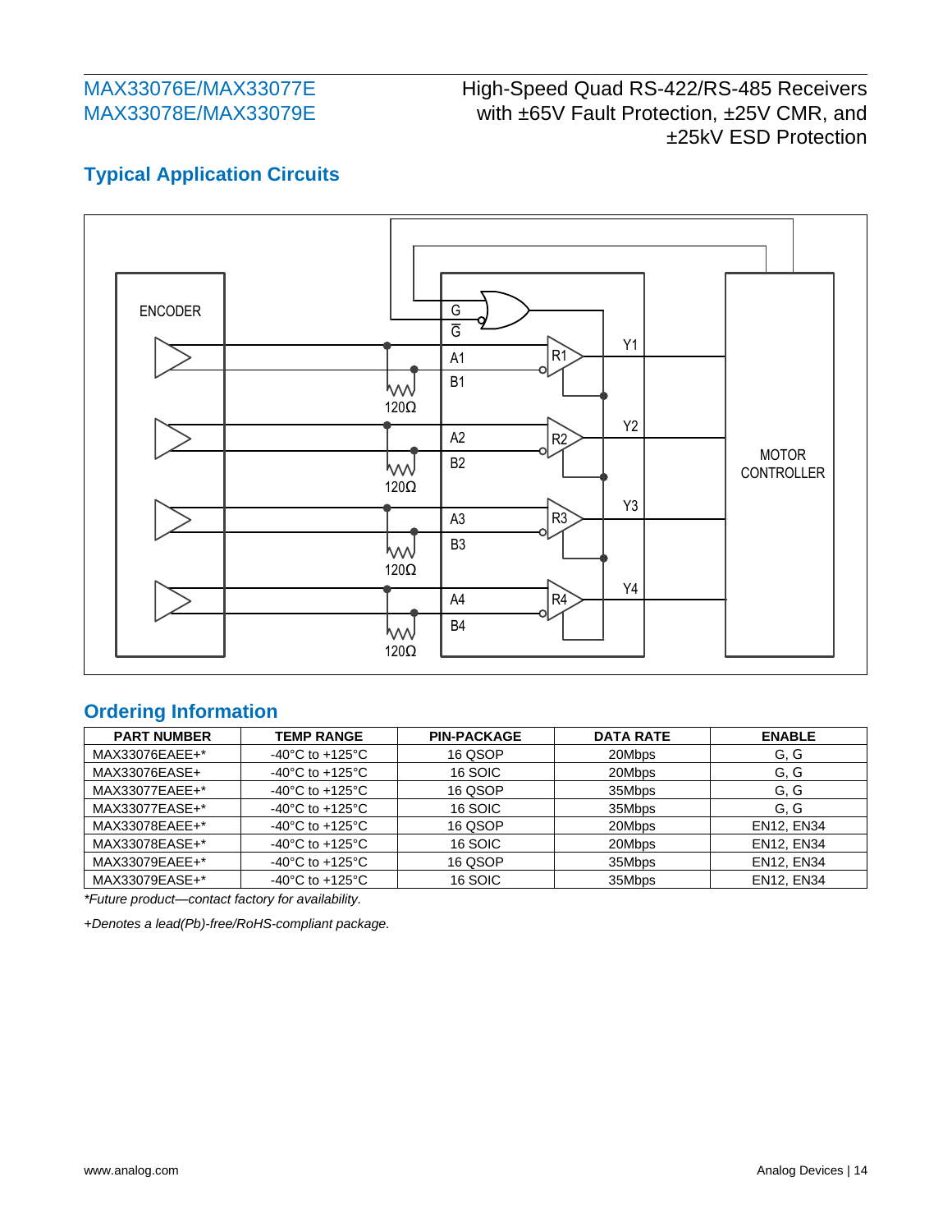## Typical Application Circuits

ENCODER

G

$\overline{G}$

A1

B1

R1

Y1

120Ω

A2

B2

R2

Y2

120Ω

A3

B3

R3

Y3

120Ω

A4

B4

R4

Y4

120Ω

MOTOR CONTROLLER

## Ordering Information

| PART NUMBER | TEMP RANGE | PIN-PACKAGE | DATA RATE | ENABLE |
|---|---|---|---|---|
| MAX33076EAEE+* | -40°C to +125°C | 16 QSOP | 20Mbps | G, $\overline{G}$ |
| MAX33076EASE+ | -40°C to +125°C | 16 SOIC | 20Mbps | G, $\overline{G}$ |
| MAX33077EAEE+* | -40°C to +125°C | 16 QSOP | 35Mbps | G, $\overline{G}$ |
| MAX33077EASE+* | -40°C to +125°C | 16 SOIC | 35Mbps | G, $\overline{G}$ |
| MAX33078EAEE+* | -40°C to +125°C | 16 QSOP | 20Mbps | EN12, EN34 |
| MAX33078EASE+* | -40°C to +125°C | 16 SOIC | 20Mbps | EN12, EN34 |
| MAX33079EAEE+* | -40°C to +125°C | 16 QSOP | 35Mbps | EN12, EN34 |
| MAX33079EASE+* | -40°C to +125°C | 16 SOIC | 35Mbps | EN12, EN34 |

*Future product—contact factory for availability.*

*+Denotes a lead(Pb)-free/RoHS-compliant package.*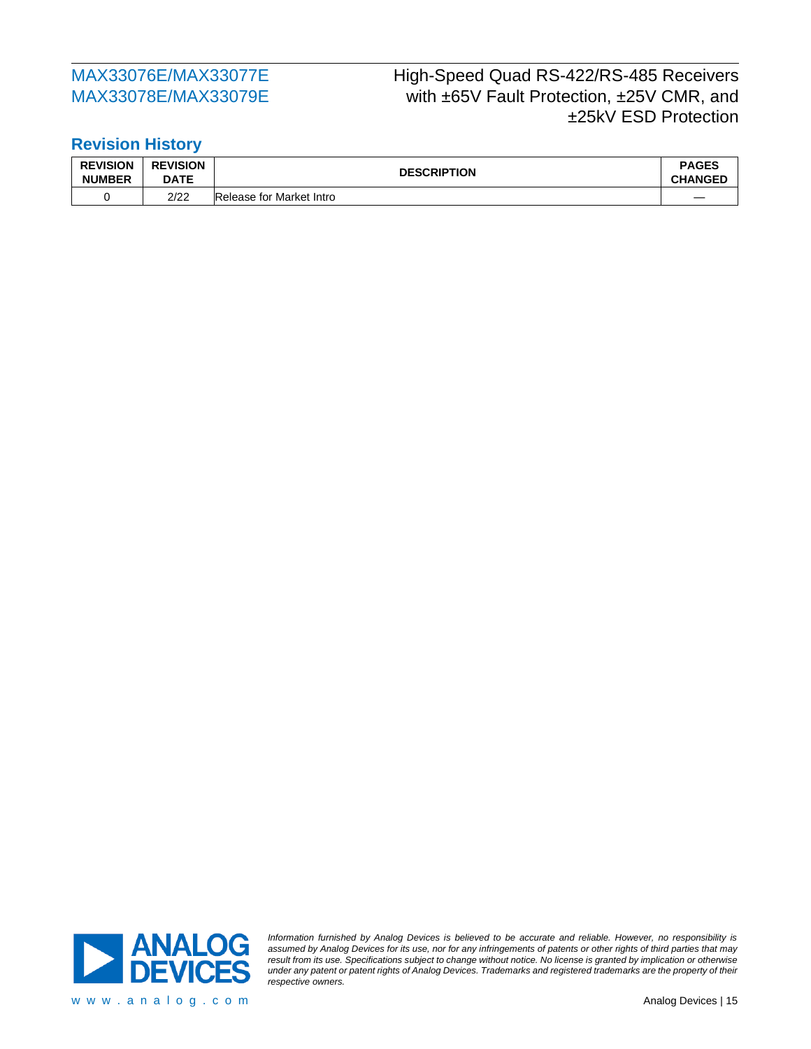## Revision History

| REVISION NUMBER | REVISION DATE | DESCRIPTION | PAGES CHANGED |
| --- | --- | --- | --- |
| 0 | 2/22 | Release for Market Intro | — |

*Information furnished by Analog Devices is believed to be accurate and reliable. However, no responsibility is assumed by Analog Devices for its use, nor for any infringements of patents or other rights of third parties that may result from its use. Specifications subject to change without notice. No license is granted by implication or otherwise under any patent or patent rights of Analog Devices. Trademarks and registered trademarks are the property of their respective owners.*